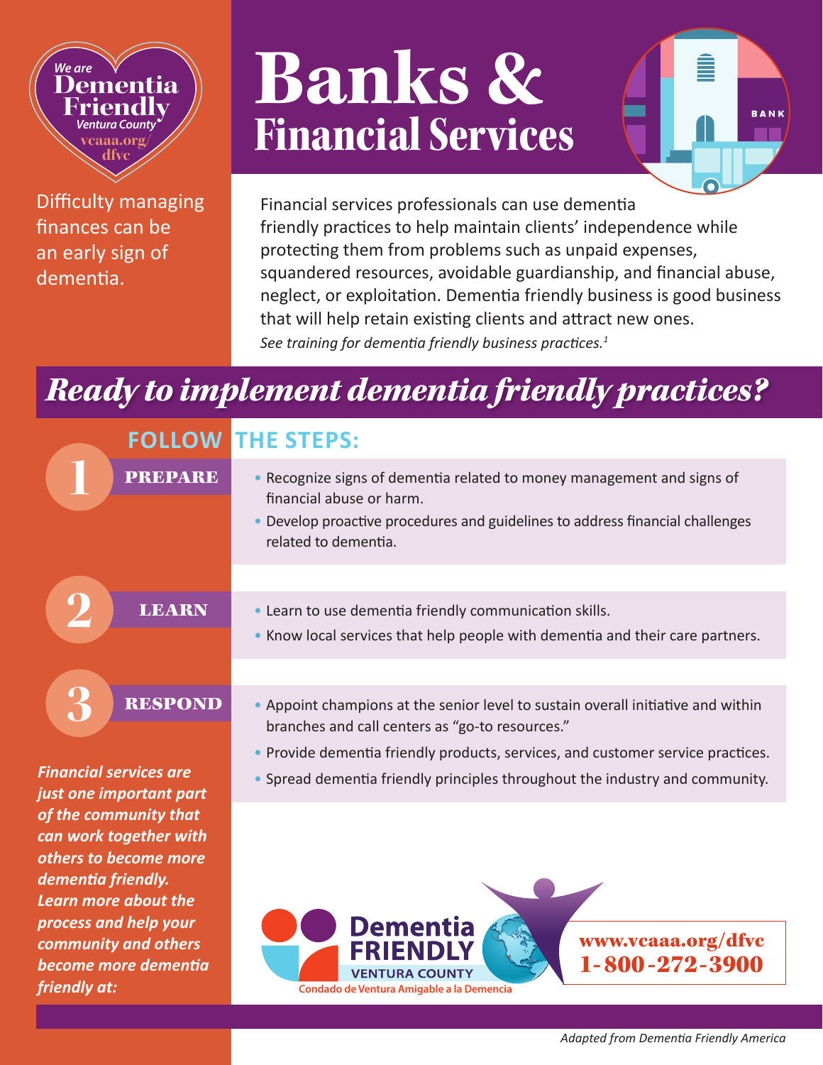We are **Dementia Friendly** Ventura County
vcaaa.org/dfvc

Difficulty managing finances can be an early sign of dementia.

# Banks & Financial Services

BANK

Financial services professionals can use dementia friendly practices to help maintain clients' independence while protecting them from problems such as unpaid expenses, squandered resources, avoidable guardianship, and financial abuse, neglect, or exploitation. Dementia friendly business is good business that will help retain existing clients and attract new ones.

*See training for dementia friendly business practices.*[1]

## *Ready to implement dementia friendly practices?*

### FOLLOW THE STEPS:

**1 PREPARE**

- Recognize signs of dementia related to money management and signs of financial abuse or harm.
- Develop proactive procedures and guidelines to address financial challenges related to dementia.

**2 LEARN**

- Learn to use dementia friendly communication skills.
- Know local services that help people with dementia and their care partners.

**3 RESPOND**

- Appoint champions at the senior level to sustain overall initiative and within branches and call centers as "go-to resources."
- Provide dementia friendly products, services, and customer service practices.
- Spread dementia friendly principles throughout the industry and community.

***Financial services are just one important part of the community that can work together with others to become more dementia friendly. Learn more about the process and help your community and others become more dementia friendly at:***

Dementia FRIENDLY VENTURA COUNTY
Condado de Ventura Amigable a la Demencia

**www.vcaaa.org/dfvc**
**1-800-272-3900**

*Adapted from Dementia Friendly America*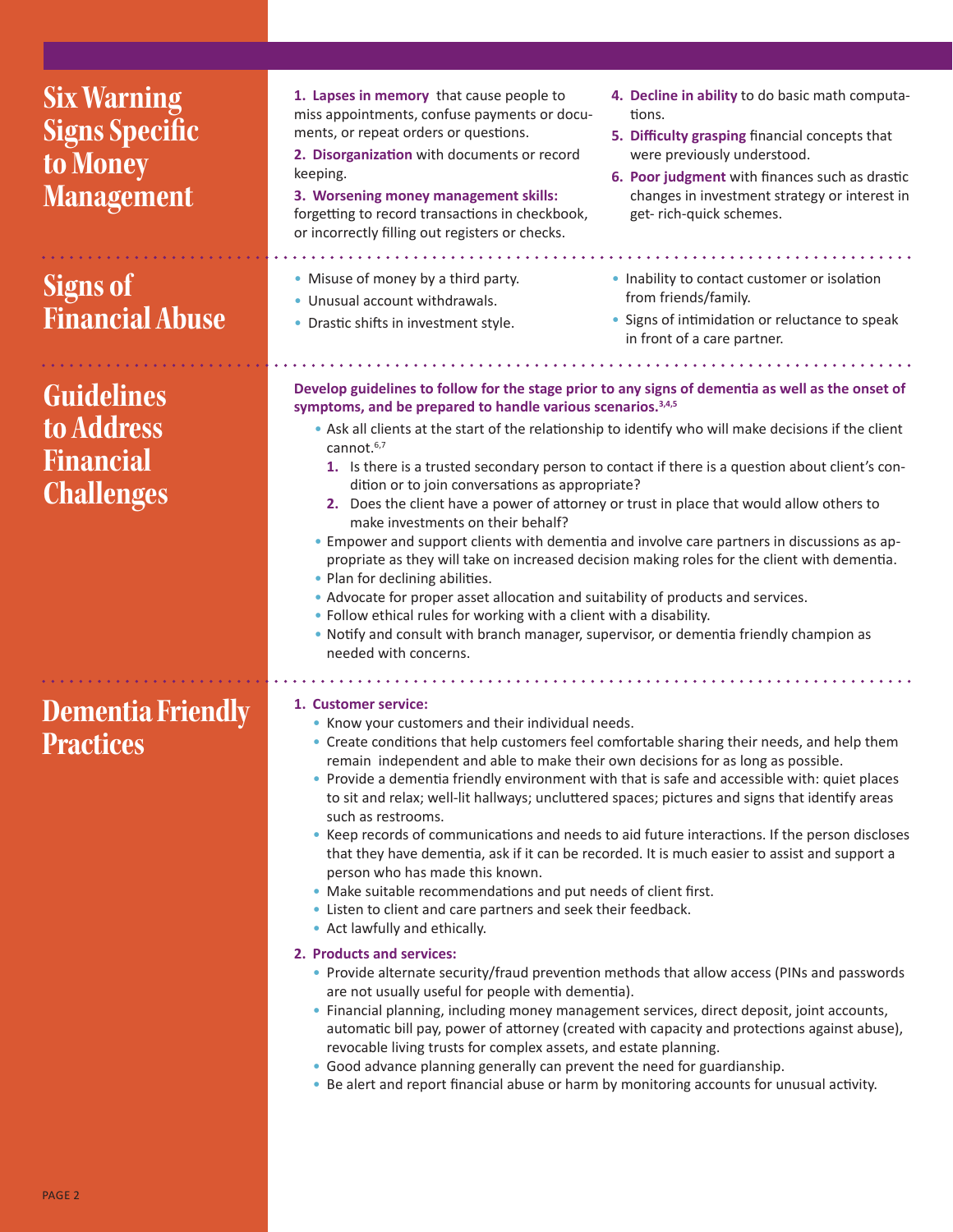## Six Warning Signs Specific to Money Management

1. **Lapses in memory** that cause people to miss appointments, confuse payments or documents, or repeat orders or questions.
2. **Disorganization** with documents or record keeping.
3. **Worsening money management skills:** forgetting to record transactions in checkbook, or incorrectly filling out registers or checks.
4. **Decline in ability** to do basic math computations.
5. **Difficulty grasping** financial concepts that were previously understood.
6. **Poor judgment** with finances such as drastic changes in investment strategy or interest in get- rich-quick schemes.

## Signs of Financial Abuse

- Misuse of money by a third party.
- Unusual account withdrawals.
- Drastic shifts in investment style.
- Inability to contact customer or isolation from friends/family.
- Signs of intimidation or reluctance to speak in front of a care partner.

## Guidelines to Address Financial Challenges

**Develop guidelines to follow for the stage prior to any signs of dementia as well as the onset of symptoms, and be prepared to handle various scenarios.[3,4,5]**

- Ask all clients at the start of the relationship to identify who will make decisions if the client cannot.[6,7]
    1. Is there is a trusted secondary person to contact if there is a question about client's condition or to join conversations as appropriate?
    2. Does the client have a power of attorney or trust in place that would allow others to make investments on their behalf?
- Empower and support clients with dementia and involve care partners in discussions as appropriate as they will take on increased decision making roles for the client with dementia.
- Plan for declining abilities.
- Advocate for proper asset allocation and suitability of products and services.
- Follow ethical rules for working with a client with a disability.
- Notify and consult with branch manager, supervisor, or dementia friendly champion as needed with concerns.

## Dementia Friendly Practices

1. **Customer service:**
    - Know your customers and their individual needs.
    - Create conditions that help customers feel comfortable sharing their needs, and help them remain independent and able to make their own decisions for as long as possible.
    - Provide a dementia friendly environment with that is safe and accessible with: quiet places to sit and relax; well-lit hallways; uncluttered spaces; pictures and signs that identify areas such as restrooms.
    - Keep records of communications and needs to aid future interactions. If the person discloses that they have dementia, ask if it can be recorded. It is much easier to assist and support a person who has made this known.
    - Make suitable recommendations and put needs of client first.
    - Listen to client and care partners and seek their feedback.
    - Act lawfully and ethically.
2. **Products and services:**
    - Provide alternate security/fraud prevention methods that allow access (PINs and passwords are not usually useful for people with dementia).
    - Financial planning, including money management services, direct deposit, joint accounts, automatic bill pay, power of attorney (created with capacity and protections against abuse), revocable living trusts for complex assets, and estate planning.
    - Good advance planning generally can prevent the need for guardianship.
    - Be alert and report financial abuse or harm by monitoring accounts for unusual activity.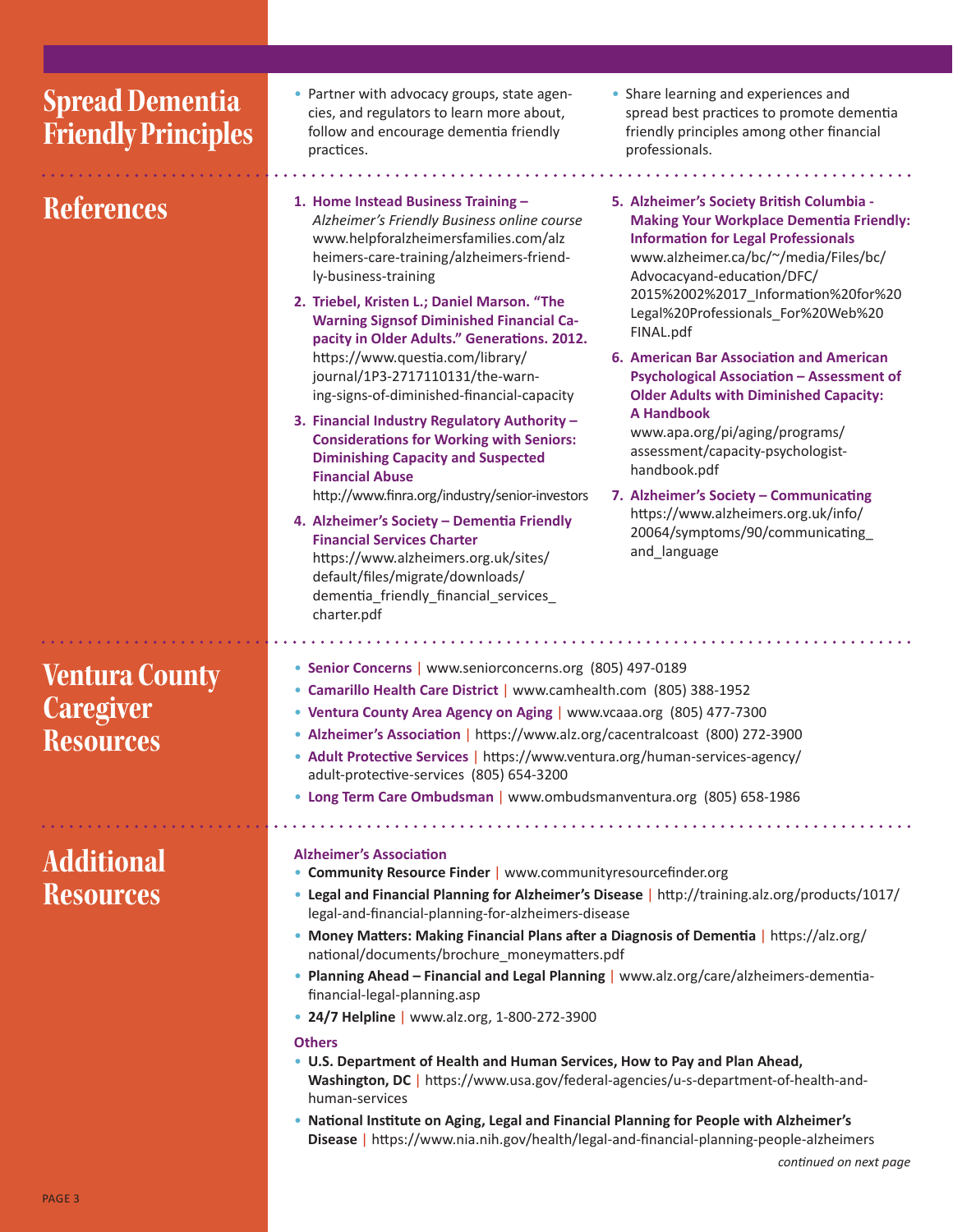## Spread Dementia Friendly Principles

- Partner with advocacy groups, state agencies, and regulators to learn more about, follow and encourage dementia friendly practices.
- Share learning and experiences and spread best practices to promote dementia friendly principles among other financial professionals.

## References

1. **Home Instead Business Training –** *Alzheimer's Friendly Business online course* www.helpforalzheimersfamilies.com/alzheimers-care-training/alzheimers-friendly-business-training
2. **Triebel, Kristen L.; Daniel Marson. "The Warning Signsof Diminished Financial Capacity in Older Adults." Generations. 2012.** https://www.questia.com/library/journal/1P3-2717110131/the-warning-signs-of-diminished-financial-capacity
3. **Financial Industry Regulatory Authority – Considerations for Working with Seniors: Diminishing Capacity and Suspected Financial Abuse** http://www.finra.org/industry/senior-investors
4. **Alzheimer's Society – Dementia Friendly Financial Services Charter** https://www.alzheimers.org.uk/sites/default/files/migrate/downloads/dementia_friendly_financial_services_charter.pdf
5. **Alzheimer's Society British Columbia - Making Your Workplace Dementia Friendly: Information for Legal Professionals** www.alzheimer.ca/bc/~/media/Files/bc/Advocacyand-education/DFC/2015%2002%2017_Information%20for%20Legal%20Professionals_For%20Web%20FINAL.pdf
6. **American Bar Association and American Psychological Association – Assessment of Older Adults with Diminished Capacity: A Handbook** www.apa.org/pi/aging/programs/assessment/capacity-psychologist-handbook.pdf
7. **Alzheimer's Society – Communicating** https://www.alzheimers.org.uk/info/20064/symptoms/90/communicating_and_language

## Ventura County Caregiver Resources

- **Senior Concerns** | www.seniorconcerns.org (805) 497-0189
- **Camarillo Health Care District** | www.camhealth.com (805) 388-1952
- **Ventura County Area Agency on Aging** | www.vcaaa.org (805) 477-7300
- **Alzheimer's Association** | https://www.alz.org/cacentralcoast (800) 272-3900
- **Adult Protective Services** | https://www.ventura.org/human-services-agency/adult-protective-services (805) 654-3200
- **Long Term Care Ombudsman** | www.ombudsmanventura.org (805) 658-1986

## Additional Resources

### Alzheimer's Association

- **Community Resource Finder** | www.communityresourcefinder.org
- **Legal and Financial Planning for Alzheimer's Disease** | http://training.alz.org/products/1017/legal-and-financial-planning-for-alzheimers-disease
- **Money Matters: Making Financial Plans after a Diagnosis of Dementia** | https://alz.org/national/documents/brochure_moneymatters.pdf
- **Planning Ahead – Financial and Legal Planning** | www.alz.org/care/alzheimers-dementia-financial-legal-planning.asp
- **24/7 Helpline** | www.alz.org, 1-800-272-3900

### Others

- **U.S. Department of Health and Human Services, How to Pay and Plan Ahead, Washington, DC** | https://www.usa.gov/federal-agencies/u-s-department-of-health-and-human-services
- **National Institute on Aging, Legal and Financial Planning for People with Alzheimer's Disease** | https://www.nia.nih.gov/health/legal-and-financial-planning-people-alzheimers

*continued on next page*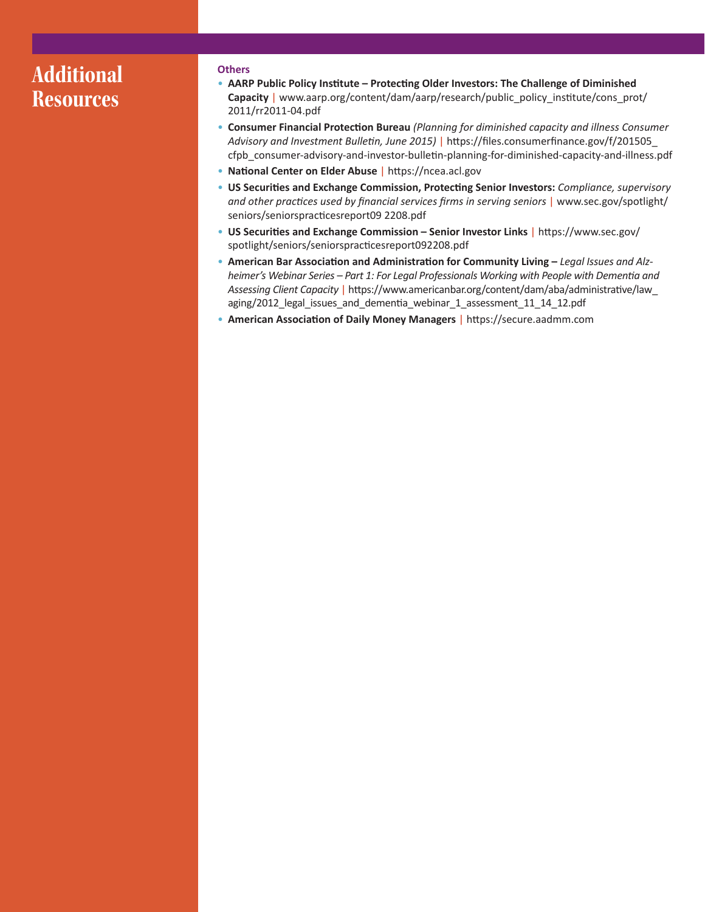# Additional Resources

### Others

- **AARP Public Policy Institute – Protecting Older Investors: The Challenge of Diminished Capacity** | www.aarp.org/content/dam/aarp/research/public_policy_institute/cons_prot/2011/rr2011-04.pdf
- **Consumer Financial Protection Bureau** *(Planning for diminished capacity and illness Consumer Advisory and Investment Bulletin, June 2015)* | https://files.consumerfinance.gov/f/201505_cfpb_consumer-advisory-and-investor-bulletin-planning-for-diminished-capacity-and-illness.pdf
- **National Center on Elder Abuse** | https://ncea.acl.gov
- **US Securities and Exchange Commission, Protecting Senior Investors:** *Compliance, supervisory and other practices used by financial services firms in serving seniors* | www.sec.gov/spotlight/seniors/seniorspracticesreport09 2208.pdf
- **US Securities and Exchange Commission – Senior Investor Links** | https://www.sec.gov/spotlight/seniors/seniorspracticesreport092208.pdf
- **American Bar Association and Administration for Community Living –** *Legal Issues and Alzheimer's Webinar Series – Part 1: For Legal Professionals Working with People with Dementia and Assessing Client Capacity* | https://www.americanbar.org/content/dam/aba/administrative/law_aging/2012_legal_issues_and_dementia_webinar_1_assessment_11_14_12.pdf
- **American Association of Daily Money Managers** | https://secure.aadmm.com